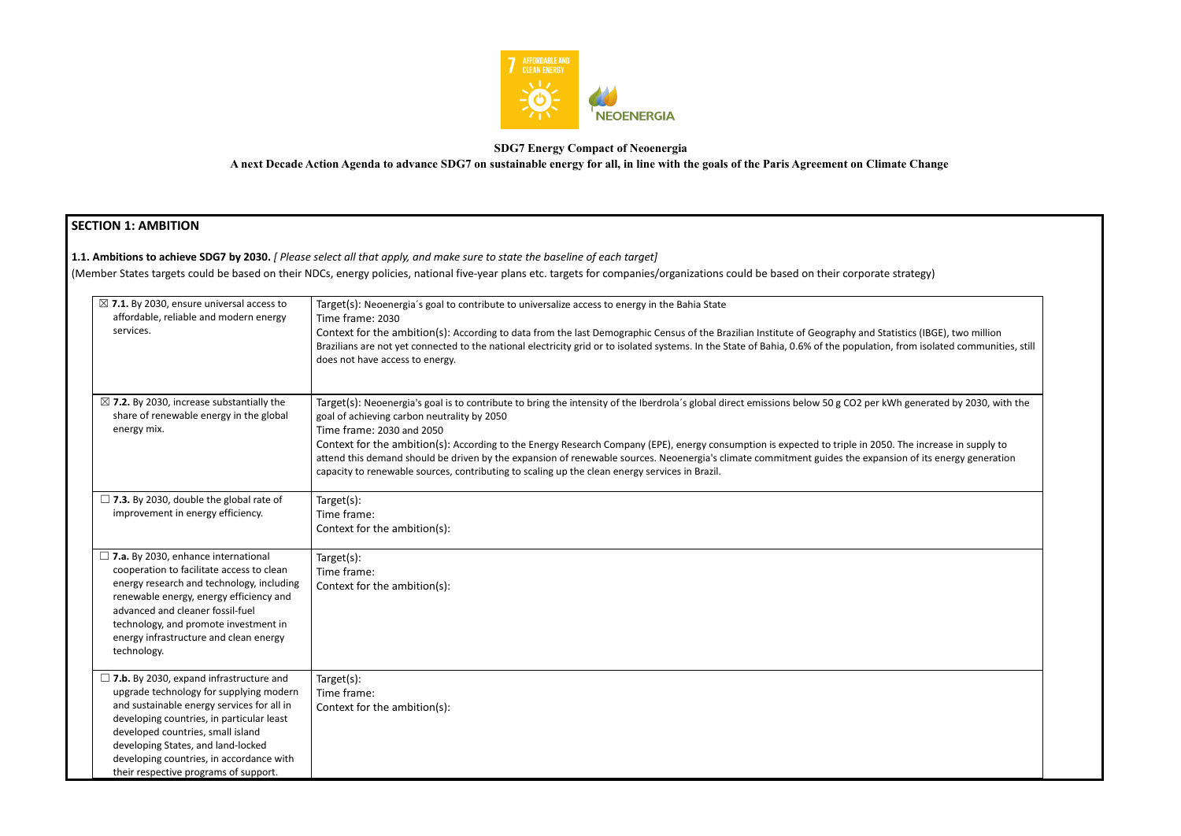**SDG7 Energy Compact of Neoenergia**

**A next Decade Action Agenda to advance SDG7 on sustainable energy for all, in line with the goals of the Paris Agreement on Climate Change**

## SECTION 1: AMBITION

**1.1. Ambitions to achieve SDG7 by 2030.** *[ Please select all that apply, and make sure to state the baseline of each target]*

(Member States targets could be based on their NDCs, energy policies, national five-year plans etc. targets for companies/organizations could be based on their corporate strategy)

| | |
|---|---|
| ☒ **7.1.** By 2030, ensure universal access to affordable, reliable and modern energy services. | Target(s): Neoenergia´s goal to contribute to universalize access to energy in the Bahia State<br>Time frame: 2030<br>Context for the ambition(s): According to data from the last Demographic Census of the Brazilian Institute of Geography and Statistics (IBGE), two million Brazilians are not yet connected to the national electricity grid or to isolated systems. In the State of Bahia, 0.6% of the population, from isolated communities, still does not have access to energy. |
| ☒ **7.2.** By 2030, increase substantially the share of renewable energy in the global energy mix. | Target(s): Neoenergia's goal is to contribute to bring the intensity of the Iberdrola´s global direct emissions below 50 g CO2 per kWh generated by 2030, with the goal of achieving carbon neutrality by 2050<br>Time frame: 2030 and 2050<br>Context for the ambition(s): According to the Energy Research Company (EPE), energy consumption is expected to triple in 2050. The increase in supply to attend this demand should be driven by the expansion of renewable sources. Neoenergia's climate commitment guides the expansion of its energy generation capacity to renewable sources, contributing to scaling up the clean energy services in Brazil. |
| ☐ **7.3.** By 2030, double the global rate of improvement in energy efficiency. | Target(s):<br>Time frame:<br>Context for the ambition(s): |
| ☐ **7.a.** By 2030, enhance international cooperation to facilitate access to clean energy research and technology, including renewable energy, energy efficiency and advanced and cleaner fossil-fuel technology, and promote investment in energy infrastructure and clean energy technology. | Target(s):<br>Time frame:<br>Context for the ambition(s): |
| ☐ **7.b.** By 2030, expand infrastructure and upgrade technology for supplying modern and sustainable energy services for all in developing countries, in particular least developed countries, small island developing States, and land-locked developing countries, in accordance with their respective programs of support. | Target(s):<br>Time frame:<br>Context for the ambition(s): |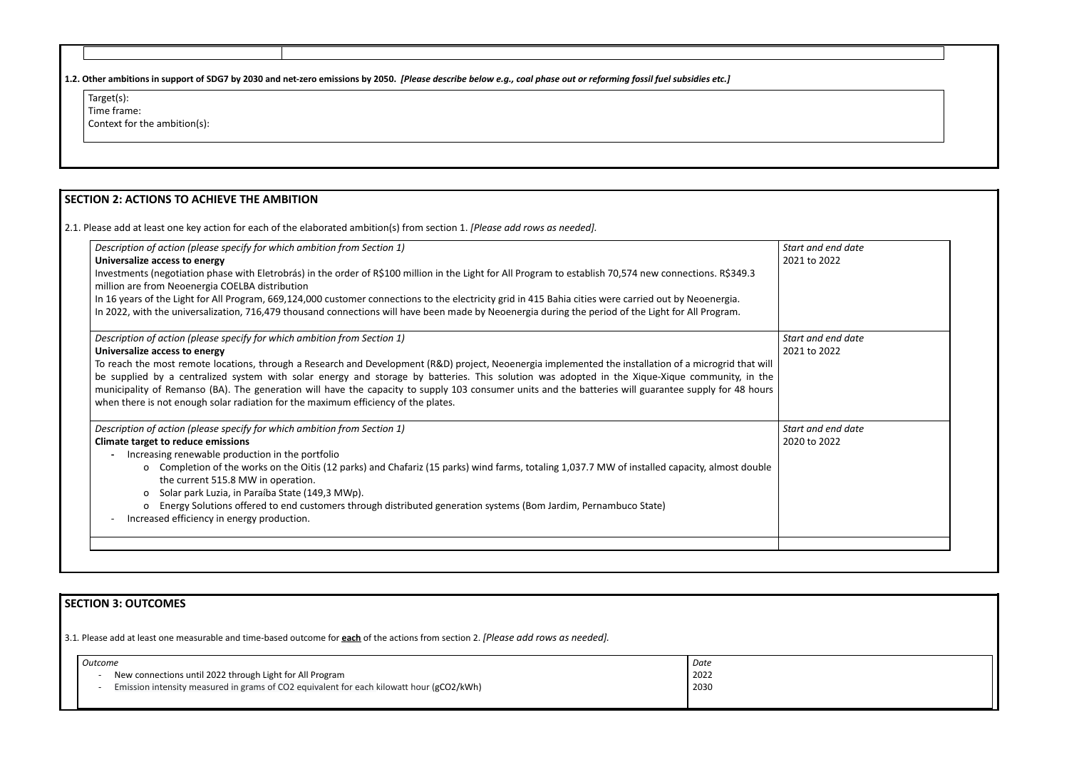| | |
|---|---|
| | |

**1.2. Other ambitions in support of SDG7 by 2030 and net-zero emissions by 2050.** ***[Please describe below e.g., coal phase out or reforming fossil fuel subsidies etc.]***

Target(s):
Time frame:
Context for the ambition(s):

## SECTION 2: ACTIONS TO ACHIEVE THE AMBITION

2.1. Please add at least one key action for each of the elaborated ambition(s) from section 1. *[Please add rows as needed].*

| *Description of action (please specify for which ambition from Section 1)* | *Start and end date* |
|---|---|
| **Universalize access to energy**<br>Investments (negotiation phase with Eletrobrás) in the order of R$100 million in the Light for All Program to establish 70,574 new connections. R$349.3 million are from Neoenergia COELBA distribution<br>In 16 years of the Light for All Program, 669,124,000 customer connections to the electricity grid in 415 Bahia cities were carried out by Neoenergia.<br>In 2022, with the universalization, 716,479 thousand connections will have been made by Neoenergia during the period of the Light for All Program. | 2021 to 2022 |
| *Description of action (please specify for which ambition from Section 1)*<br>**Universalize access to energy**<br>To reach the most remote locations, through a Research and Development (R&D) project, Neoenergia implemented the installation of a microgrid that will be supplied by a centralized system with solar energy and storage by batteries. This solution was adopted in the Xique-Xique community, in the municipality of Remanso (BA). The generation will have the capacity to supply 103 consumer units and the batteries will guarantee supply for 48 hours when there is not enough solar radiation for the maximum efficiency of the plates. | *Start and end date*<br>2021 to 2022 |
| *Description of action (please specify for which ambition from Section 1)*<br>**Climate target to reduce emissions**<br>- Increasing renewable production in the portfolio<br>&nbsp;&nbsp;o Completion of the works on the Oitis (12 parks) and Chafariz (15 parks) wind farms, totaling 1,037.7 MW of installed capacity, almost double the current 515.8 MW in operation.<br>&nbsp;&nbsp;o Solar park Luzia, in Paraíba State (149,3 MWp).<br>&nbsp;&nbsp;o Energy Solutions offered to end customers through distributed generation systems (Bom Jardim, Pernambuco State)<br>- Increased efficiency in energy production. | *Start and end date*<br>2020 to 2022 |
| | |

## SECTION 3: OUTCOMES

3.1. Please add at least one measurable and time-based outcome for **each** of the actions from section 2. *[Please add rows as needed].*

| *Outcome* | *Date* |
|---|---|
| - New connections until 2022 through Light for All Program | 2022 |
| - Emission intensity measured in grams of $CO_2$ equivalent for each kilowatt hour ($gCO_2/kWh$) | 2030 |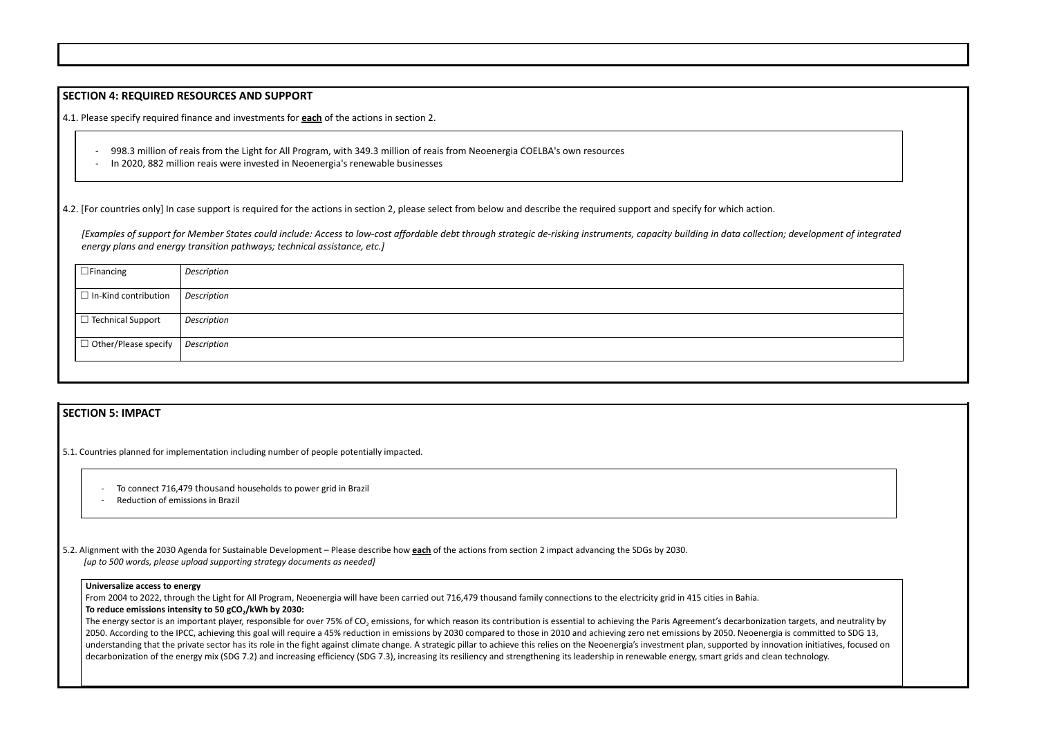## SECTION 4: REQUIRED RESOURCES AND SUPPORT

4.1. Please specify required finance and investments for **each** of the actions in section 2.

- 998.3 million of reais from the Light for All Program, with 349.3 million of reais from Neoenergia COELBA's own resources
- In 2020, 882 million reais were invested in Neoenergia's renewable businesses

4.2. [For countries only] In case support is required for the actions in section 2, please select from below and describe the required support and specify for which action.

*[Examples of support for Member States could include: Access to low-cost affordable debt through strategic de-risking instruments, capacity building in data collection; development of integrated energy plans and energy transition pathways; technical assistance, etc.]*

| | |
|---|---|
| ☐ Financing | *Description* |
| ☐ In-Kind contribution | *Description* |
| ☐ Technical Support | *Description* |
| ☐ Other/Please specify | *Description* |

## SECTION 5: IMPACT

5.1. Countries planned for implementation including number of people potentially impacted.

- To connect 716,479 thousand households to power grid in Brazil
- Reduction of emissions in Brazil

5.2. Alignment with the 2030 Agenda for Sustainable Development – Please describe how **each** of the actions from section 2 impact advancing the SDGs by 2030.
*[up to 500 words, please upload supporting strategy documents as needed]*

**Universalize access to energy**
From 2004 to 2022, through the Light for All Program, Neoenergia will have been carried out 716,479 thousand family connections to the electricity grid in 415 cities in Bahia.
**To reduce emissions intensity to 50 g$CO_2$/kWh by 2030:**
The energy sector is an important player, responsible for over 75% of $CO_2$ emissions, for which reason its contribution is essential to achieving the Paris Agreement's decarbonization targets, and neutrality by 2050. According to the IPCC, achieving this goal will require a 45% reduction in emissions by 2030 compared to those in 2010 and achieving zero net emissions by 2050. Neoenergia is committed to SDG 13, understanding that the private sector has its role in the fight against climate change. A strategic pillar to achieve this relies on the Neoenergia's investment plan, supported by innovation initiatives, focused on decarbonization of the energy mix (SDG 7.2) and increasing efficiency (SDG 7.3), increasing its resiliency and strengthening its leadership in renewable energy, smart grids and clean technology.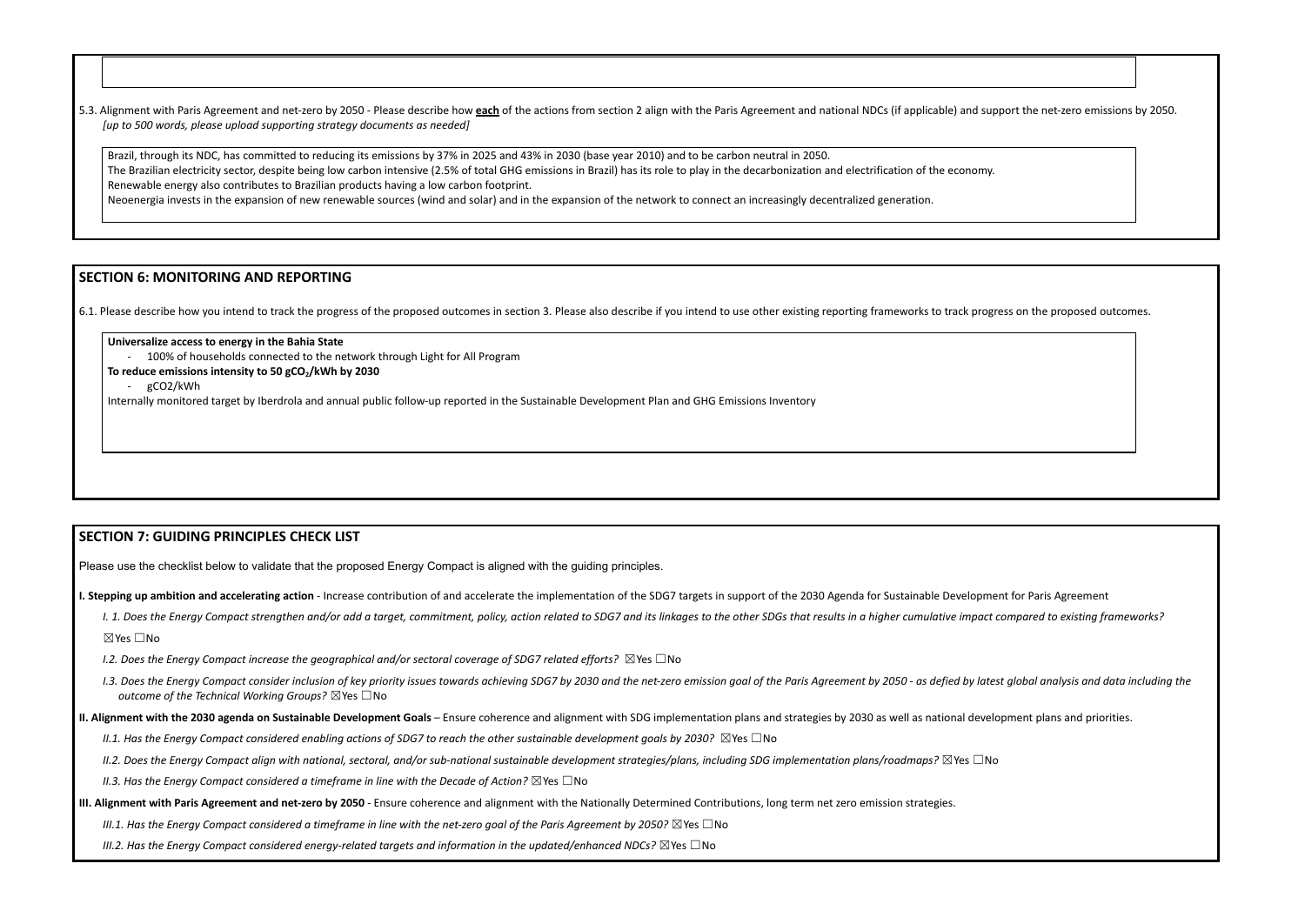5.3. Alignment with Paris Agreement and net-zero by 2050 - Please describe how **each** of the actions from section 2 align with the Paris Agreement and national NDCs (if applicable) and support the net-zero emissions by 2050.
*[up to 500 words, please upload supporting strategy documents as needed]*

Brazil, through its NDC, has committed to reducing its emissions by 37% in 2025 and 43% in 2030 (base year 2010) and to be carbon neutral in 2050.
The Brazilian electricity sector, despite being low carbon intensive (2.5% of total GHG emissions in Brazil) has its role to play in the decarbonization and electrification of the economy.
Renewable energy also contributes to Brazilian products having a low carbon footprint.
Neoenergia invests in the expansion of new renewable sources (wind and solar) and in the expansion of the network to connect an increasingly decentralized generation.

## SECTION 6: MONITORING AND REPORTING

6.1. Please describe how you intend to track the progress of the proposed outcomes in section 3. Please also describe if you intend to use other existing reporting frameworks to track progress on the proposed outcomes.

**Universalize access to energy in the Bahia State**

- 100% of households connected to the network through Light for All Program

**To reduce emissions intensity to 50 $gCO_2$/kWh by 2030**

- $gCO_2$/kWh

Internally monitored target by Iberdrola and annual public follow-up reported in the Sustainable Development Plan and GHG Emissions Inventory

## SECTION 7: GUIDING PRINCIPLES CHECK LIST

Please use the checklist below to validate that the proposed Energy Compact is aligned with the guiding principles.

**I. Stepping up ambition and accelerating action** - Increase contribution of and accelerate the implementation of the SDG7 targets in support of the 2030 Agenda for Sustainable Development for Paris Agreement

*I. 1. Does the Energy Compact strengthen and/or add a target, commitment, policy, action related to SDG7 and its linkages to the other SDGs that results in a higher cumulative impact compared to existing frameworks?*

☒Yes ☐No

*I.2. Does the Energy Compact increase the geographical and/or sectoral coverage of SDG7 related efforts?* ☒Yes ☐No

*I.3. Does the Energy Compact consider inclusion of key priority issues towards achieving SDG7 by 2030 and the net-zero emission goal of the Paris Agreement by 2050 - as defied by latest global analysis and data including the outcome of the Technical Working Groups?* ☒Yes ☐No

**II. Alignment with the 2030 agenda on Sustainable Development Goals** – Ensure coherence and alignment with SDG implementation plans and strategies by 2030 as well as national development plans and priorities.

*II.1. Has the Energy Compact considered enabling actions of SDG7 to reach the other sustainable development goals by 2030?* ☒Yes ☐No

*II.2. Does the Energy Compact align with national, sectoral, and/or sub-national sustainable development strategies/plans, including SDG implementation plans/roadmaps?* ☒Yes ☐No

*II.3. Has the Energy Compact considered a timeframe in line with the Decade of Action?* ☒Yes ☐No

**III. Alignment with Paris Agreement and net-zero by 2050** - Ensure coherence and alignment with the Nationally Determined Contributions, long term net zero emission strategies.

*III.1. Has the Energy Compact considered a timeframe in line with the net-zero goal of the Paris Agreement by 2050?* ☒Yes ☐No

*III.2. Has the Energy Compact considered energy-related targets and information in the updated/enhanced NDCs?* ☒Yes ☐No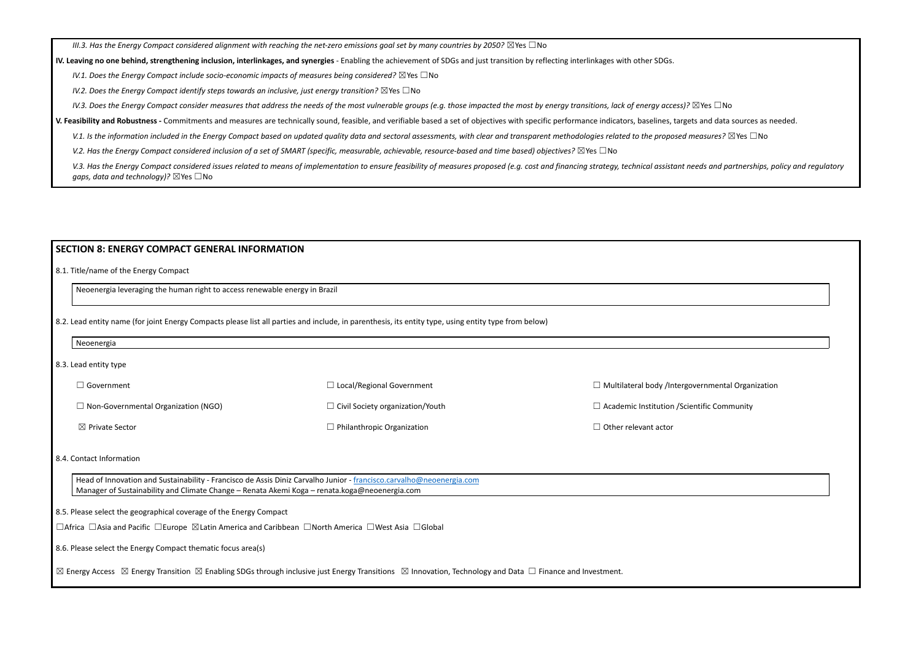*III.3. Has the Energy Compact considered alignment with reaching the net-zero emissions goal set by many countries by 2050?* ☒Yes ☐No

**IV. Leaving no one behind, strengthening inclusion, interlinkages, and synergies** - Enabling the achievement of SDGs and just transition by reflecting interlinkages with other SDGs.

*IV.1. Does the Energy Compact include socio-economic impacts of measures being considered?* ☒Yes ☐No

*IV.2. Does the Energy Compact identify steps towards an inclusive, just energy transition?* ☒Yes ☐No

*IV.3. Does the Energy Compact consider measures that address the needs of the most vulnerable groups (e.g. those impacted the most by energy transitions, lack of energy access)?* ☒Yes ☐No

**V. Feasibility and Robustness -** Commitments and measures are technically sound, feasible, and verifiable based a set of objectives with specific performance indicators, baselines, targets and data sources as needed.

*V.1. Is the information included in the Energy Compact based on updated quality data and sectoral assessments, with clear and transparent methodologies related to the proposed measures?* ☒Yes ☐No

*V.2. Has the Energy Compact considered inclusion of a set of SMART (specific, measurable, achievable, resource-based and time based) objectives?* ☒Yes ☐No

*V.3. Has the Energy Compact considered issues related to means of implementation to ensure feasibility of measures proposed (e.g. cost and financing strategy, technical assistant needs and partnerships, policy and regulatory gaps, data and technology)?* ☒Yes ☐No

## SECTION 8: ENERGY COMPACT GENERAL INFORMATION

8.1. Title/name of the Energy Compact

Neoenergia leveraging the human right to access renewable energy in Brazil

8.2. Lead entity name (for joint Energy Compacts please list all parties and include, in parenthesis, its entity type, using entity type from below)

Neoenergia

8.3. Lead entity type

| | | |
|---|---|---|
| ☐ Government | ☐ Local/Regional Government | ☐ Multilateral body /Intergovernmental Organization |
| ☐ Non-Governmental Organization (NGO) | ☐ Civil Society organization/Youth | ☐ Academic Institution /Scientific Community |
| ☒ Private Sector | ☐ Philanthropic Organization | ☐ Other relevant actor |

8.4. Contact Information

Head of Innovation and Sustainability - Francisco de Assis Diniz Carvalho Junior - francisco.carvalho@neoenergia.com
Manager of Sustainability and Climate Change – Renata Akemi Koga – renata.koga@neoenergia.com

8.5. Please select the geographical coverage of the Energy Compact

☐Africa ☐Asia and Pacific ☐Europe ☒Latin America and Caribbean ☐North America ☐West Asia ☐Global

8.6. Please select the Energy Compact thematic focus area(s)

☒ Energy Access ☒ Energy Transition ☒ Enabling SDGs through inclusive just Energy Transitions ☒ Innovation, Technology and Data ☐ Finance and Investment.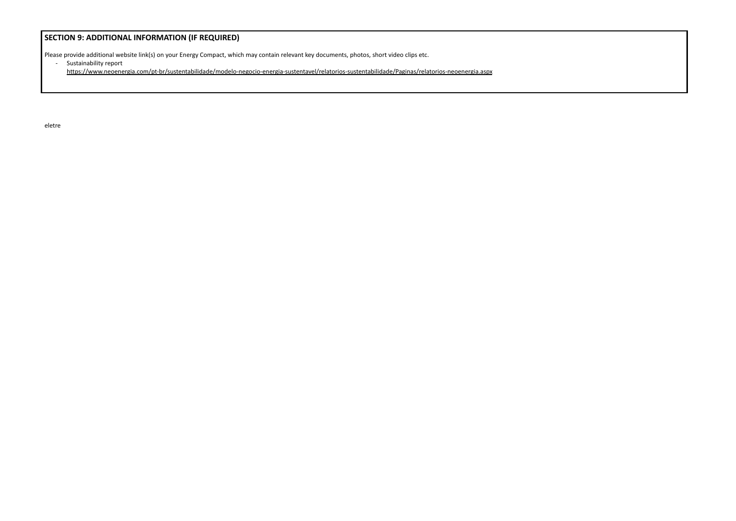## SECTION 9: ADDITIONAL INFORMATION (IF REQUIRED)

Please provide additional website link(s) on your Energy Compact, which may contain relevant key documents, photos, short video clips etc.

- Sustainability report
  https://www.neoenergia.com/pt-br/sustentabilidade/modelo-negocio-energia-sustentavel/relatorios-sustentabilidade/Paginas/relatorios-neoenergia.aspx

eletre